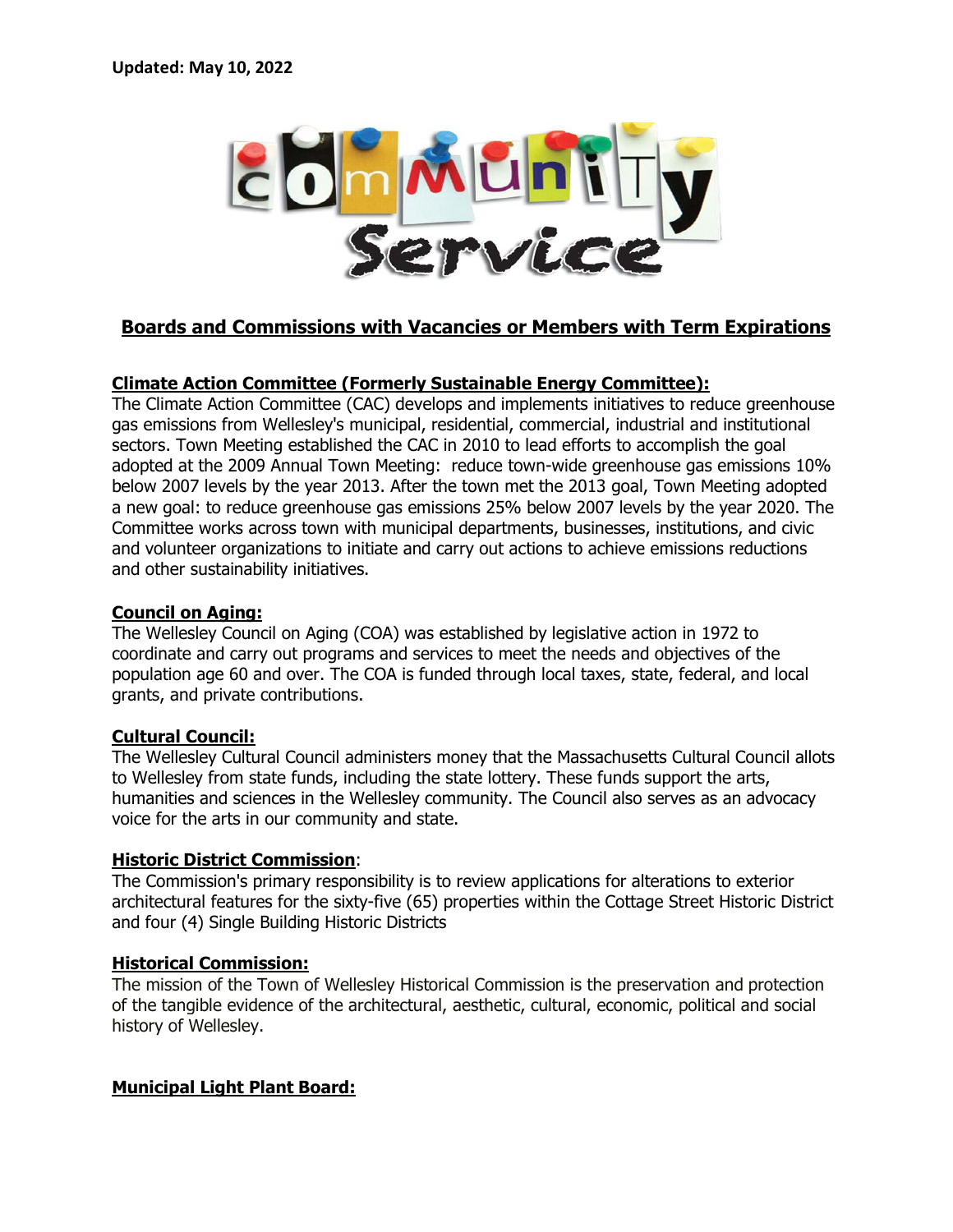**Updated: May 10, 2022**

# Community Service

## Boards and Commissions with Vacancies or Members with Term Expirations

### Climate Action Committee (Formerly Sustainable Energy Committee):

The Climate Action Committee (CAC) develops and implements initiatives to reduce greenhouse gas emissions from Wellesley's municipal, residential, commercial, industrial and institutional sectors. Town Meeting established the CAC in 2010 to lead efforts to accomplish the goal adopted at the 2009 Annual Town Meeting: reduce town-wide greenhouse gas emissions 10% below 2007 levels by the year 2013. After the town met the 2013 goal, Town Meeting adopted a new goal: to reduce greenhouse gas emissions 25% below 2007 levels by the year 2020. The Committee works across town with municipal departments, businesses, institutions, and civic and volunteer organizations to initiate and carry out actions to achieve emissions reductions and other sustainability initiatives.

### Council on Aging:

The Wellesley Council on Aging (COA) was established by legislative action in 1972 to coordinate and carry out programs and services to meet the needs and objectives of the population age 60 and over. The COA is funded through local taxes, state, federal, and local grants, and private contributions.

### Cultural Council:

The Wellesley Cultural Council administers money that the Massachusetts Cultural Council allots to Wellesley from state funds, including the state lottery. These funds support the arts, humanities and sciences in the Wellesley community. The Council also serves as an advocacy voice for the arts in our community and state.

### Historic District Commission:

The Commission's primary responsibility is to review applications for alterations to exterior architectural features for the sixty-five (65) properties within the Cottage Street Historic District and four (4) Single Building Historic Districts

### Historical Commission:

The mission of the Town of Wellesley Historical Commission is the preservation and protection of the tangible evidence of the architectural, aesthetic, cultural, economic, political and social history of Wellesley.

### Municipal Light Plant Board: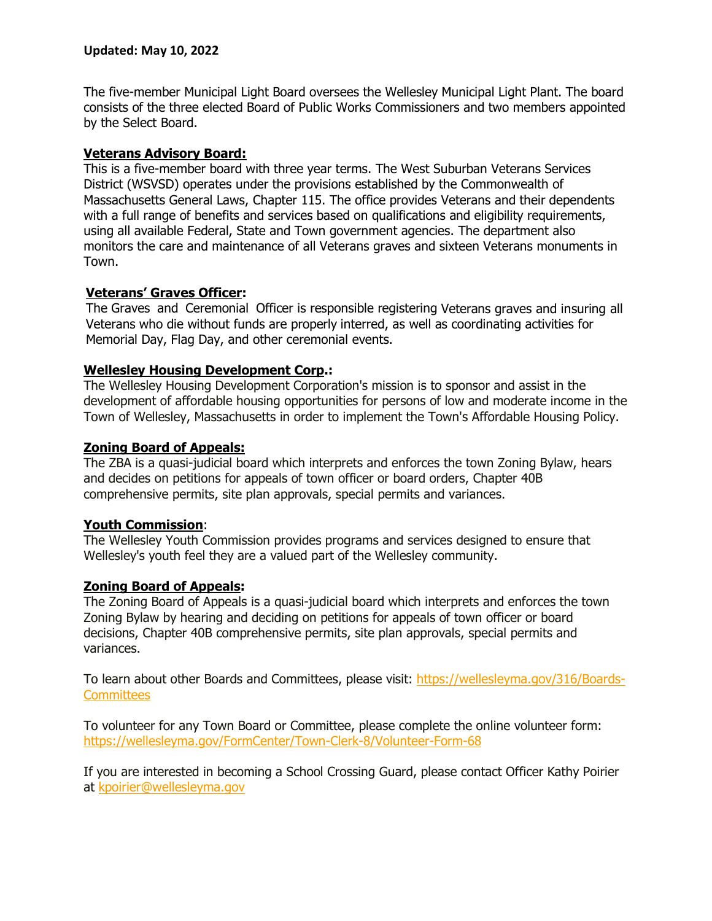**Updated: May 10, 2022**

The five-member Municipal Light Board oversees the Wellesley Municipal Light Plant. The board consists of the three elected Board of Public Works Commissioners and two members appointed by the Select Board.

**Veterans Advisory Board:**

This is a five-member board with three year terms. The West Suburban Veterans Services District (WSVSD) operates under the provisions established by the Commonwealth of Massachusetts General Laws, Chapter 115. The office provides Veterans and their dependents with a full range of benefits and services based on qualifications and eligibility requirements, using all available Federal, State and Town government agencies. The department also monitors the care and maintenance of all Veterans graves and sixteen Veterans monuments in Town.

**Veterans' Graves Officer:**

The Graves and Ceremonial Officer is responsible registering Veterans graves and insuring all Veterans who die without funds are properly interred, as well as coordinating activities for Memorial Day, Flag Day, and other ceremonial events.

**Wellesley Housing Development Corp.:**

The Wellesley Housing Development Corporation's mission is to sponsor and assist in the development of affordable housing opportunities for persons of low and moderate income in the Town of Wellesley, Massachusetts in order to implement the Town's Affordable Housing Policy.

**Zoning Board of Appeals:**

The ZBA is a quasi-judicial board which interprets and enforces the town Zoning Bylaw, hears and decides on petitions for appeals of town officer or board orders, Chapter 40B comprehensive permits, site plan approvals, special permits and variances.

**Youth Commission:**

The Wellesley Youth Commission provides programs and services designed to ensure that Wellesley's youth feel they are a valued part of the Wellesley community.

**Zoning Board of Appeals:**

The Zoning Board of Appeals is a quasi-judicial board which interprets and enforces the town Zoning Bylaw by hearing and deciding on petitions for appeals of town officer or board decisions, Chapter 40B comprehensive permits, site plan approvals, special permits and variances.

To learn about other Boards and Committees, please visit: https://wellesleyma.gov/316/Boards-Committees

To volunteer for any Town Board or Committee, please complete the online volunteer form: https://wellesleyma.gov/FormCenter/Town-Clerk-8/Volunteer-Form-68

If you are interested in becoming a School Crossing Guard, please contact Officer Kathy Poirier at kpoirier@wellesleyma.gov